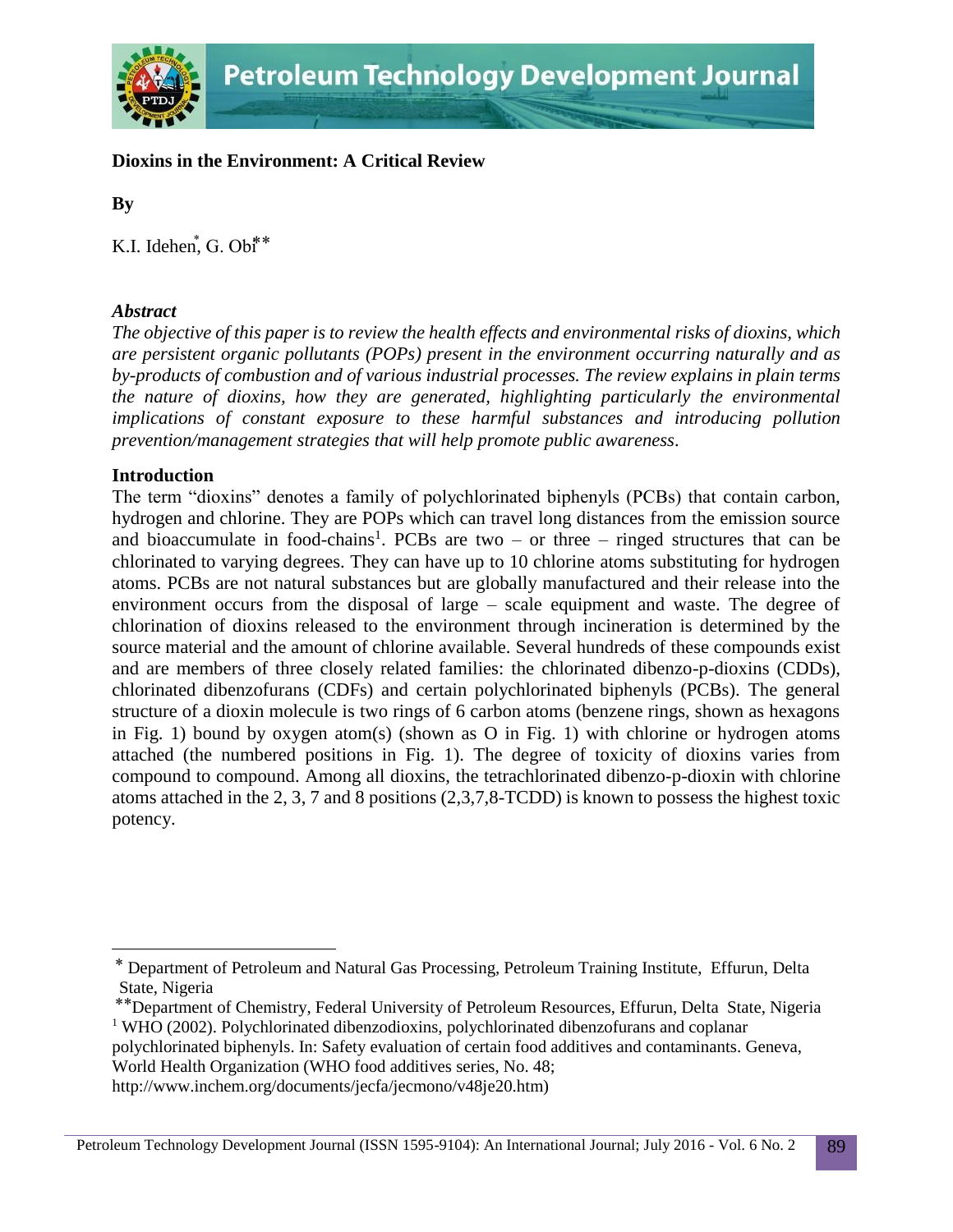# Dioxins in the Environment: A Critical Review

**By**

K.I. Idehen[*], G. Obi[**]

### *Abstract*

*The objective of this paper is to review the health effects and environmental risks of dioxins, which are persistent organic pollutants (POPs) present in the environment occurring naturally and as by-products of combustion and of various industrial processes. The review explains in plain terms the nature of dioxins, how they are generated, highlighting particularly the environmental implications of constant exposure to these harmful substances and introducing pollution prevention/management strategies that will help promote public awareness.*

## Introduction

The term "dioxins" denotes a family of polychlorinated biphenyls (PCBs) that contain carbon, hydrogen and chlorine. They are POPs which can travel long distances from the emission source and bioaccumulate in food-chains[1]. PCBs are two – or three – ringed structures that can be chlorinated to varying degrees. They can have up to 10 chlorine atoms substituting for hydrogen atoms. PCBs are not natural substances but are globally manufactured and their release into the environment occurs from the disposal of large – scale equipment and waste. The degree of chlorination of dioxins released to the environment through incineration is determined by the source material and the amount of chlorine available. Several hundreds of these compounds exist and are members of three closely related families: the chlorinated dibenzo-p-dioxins (CDDs), chlorinated dibenzofurans (CDFs) and certain polychlorinated biphenyls (PCBs). The general structure of a dioxin molecule is two rings of 6 carbon atoms (benzene rings, shown as hexagons in Fig. 1) bound by oxygen atom(s) (shown as O in Fig. 1) with chlorine or hydrogen atoms attached (the numbered positions in Fig. 1). The degree of toxicity of dioxins varies from compound to compound. Among all dioxins, the tetrachlorinated dibenzo-p-dioxin with chlorine atoms attached in the 2, 3, 7 and 8 positions (2,3,7,8-TCDD) is known to possess the highest toxic potency.

---

[*] Department of Petroleum and Natural Gas Processing, Petroleum Training Institute, Effurun, Delta State, Nigeria

[**] Department of Chemistry, Federal University of Petroleum Resources, Effurun, Delta State, Nigeria

[1] WHO (2002). Polychlorinated dibenzodioxins, polychlorinated dibenzofurans and coplanar polychlorinated biphenyls. In: Safety evaluation of certain food additives and contaminants. Geneva, World Health Organization (WHO food additives series, No. 48; http://www.inchem.org/documents/jecfa/jecmono/v48je20.htm)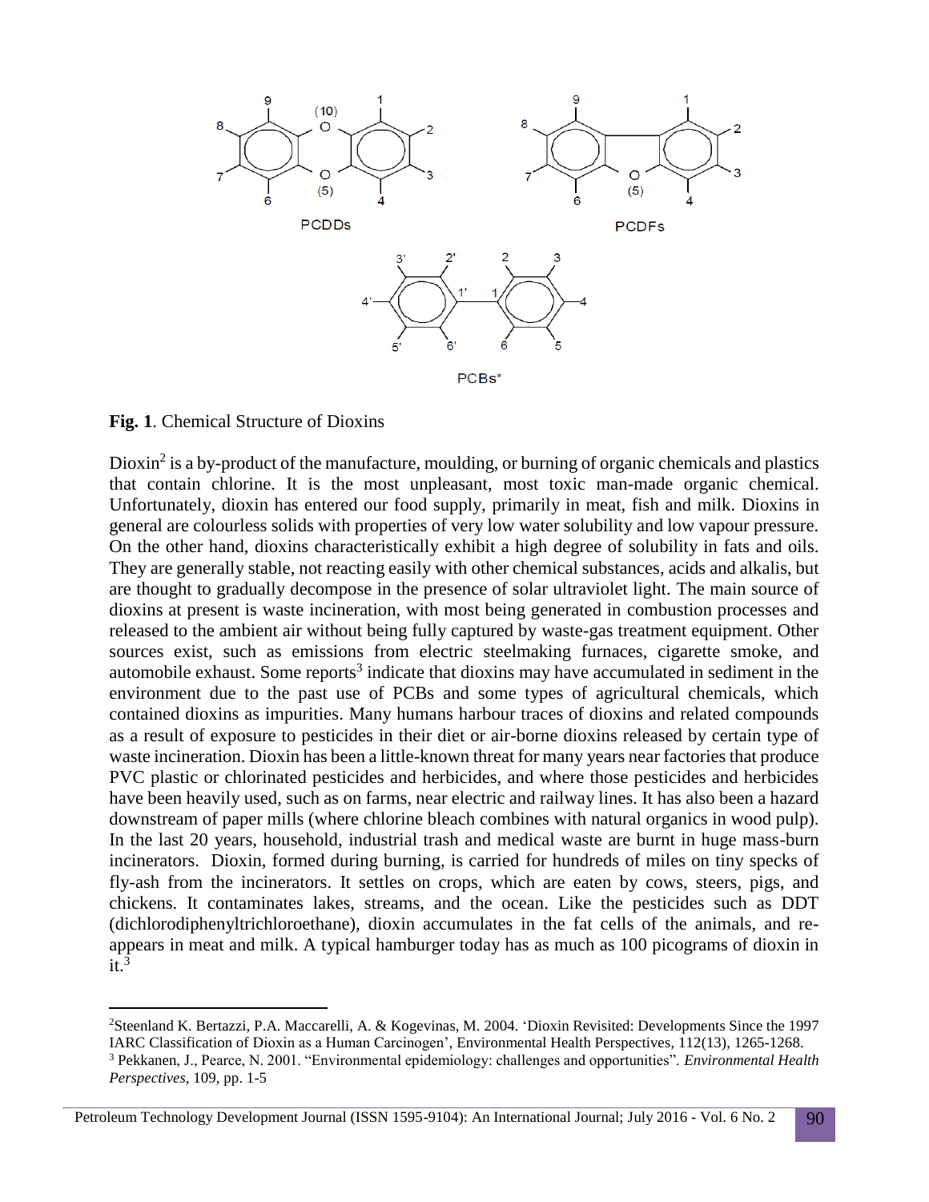**Fig. 1**. Chemical Structure of Dioxins

Dioxin[2] is a by-product of the manufacture, moulding, or burning of organic chemicals and plastics that contain chlorine. It is the most unpleasant, most toxic man-made organic chemical. Unfortunately, dioxin has entered our food supply, primarily in meat, fish and milk. Dioxins in general are colourless solids with properties of very low water solubility and low vapour pressure. On the other hand, dioxins characteristically exhibit a high degree of solubility in fats and oils. They are generally stable, not reacting easily with other chemical substances, acids and alkalis, but are thought to gradually decompose in the presence of solar ultraviolet light. The main source of dioxins at present is waste incineration, with most being generated in combustion processes and released to the ambient air without being fully captured by waste-gas treatment equipment. Other sources exist, such as emissions from electric steelmaking furnaces, cigarette smoke, and automobile exhaust. Some reports[3] indicate that dioxins may have accumulated in sediment in the environment due to the past use of PCBs and some types of agricultural chemicals, which contained dioxins as impurities. Many humans harbour traces of dioxins and related compounds as a result of exposure to pesticides in their diet or air-borne dioxins released by certain type of waste incineration. Dioxin has been a little-known threat for many years near factories that produce PVC plastic or chlorinated pesticides and herbicides, and where those pesticides and herbicides have been heavily used, such as on farms, near electric and railway lines. It has also been a hazard downstream of paper mills (where chlorine bleach combines with natural organics in wood pulp). In the last 20 years, household, industrial trash and medical waste are burnt in huge mass-burn incinerators. Dioxin, formed during burning, is carried for hundreds of miles on tiny specks of fly-ash from the incinerators. It settles on crops, which are eaten by cows, steers, pigs, and chickens. It contaminates lakes, streams, and the ocean. Like the pesticides such as DDT (dichlorodiphenyltrichloroethane), dioxin accumulates in the fat cells of the animals, and re-appears in meat and milk. A typical hamburger today has as much as 100 picograms of dioxin in it.[3]

---

[2]Steenland K. Bertazzi, P.A. Maccarelli, A. & Kogevinas, M. 2004. 'Dioxin Revisited: Developments Since the 1997 IARC Classification of Dioxin as a Human Carcinogen', Environmental Health Perspectives, 112(13), 1265-1268.

[3] Pekkanen, J., Pearce, N. 2001. "Environmental epidemiology: challenges and opportunities". *Environmental Health Perspectives*, 109, pp. 1-5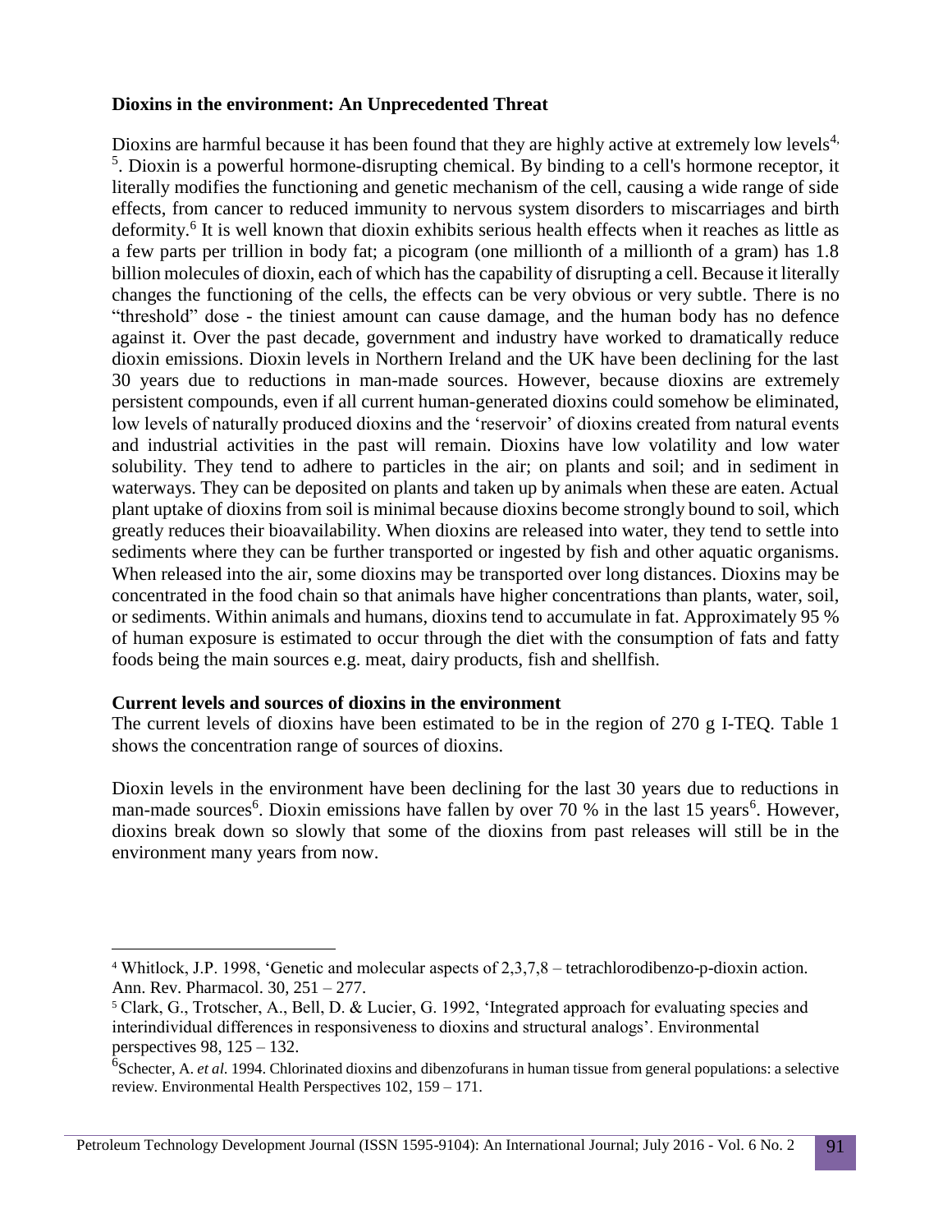**Dioxins in the environment: An Unprecedented Threat**

Dioxins are harmful because it has been found that they are highly active at extremely low levels[4, 5]. Dioxin is a powerful hormone-disrupting chemical. By binding to a cell's hormone receptor, it literally modifies the functioning and genetic mechanism of the cell, causing a wide range of side effects, from cancer to reduced immunity to nervous system disorders to miscarriages and birth deformity.[6] It is well known that dioxin exhibits serious health effects when it reaches as little as a few parts per trillion in body fat; a picogram (one millionth of a millionth of a gram) has 1.8 billion molecules of dioxin, each of which has the capability of disrupting a cell. Because it literally changes the functioning of the cells, the effects can be very obvious or very subtle. There is no "threshold" dose - the tiniest amount can cause damage, and the human body has no defence against it. Over the past decade, government and industry have worked to dramatically reduce dioxin emissions. Dioxin levels in Northern Ireland and the UK have been declining for the last 30 years due to reductions in man-made sources. However, because dioxins are extremely persistent compounds, even if all current human-generated dioxins could somehow be eliminated, low levels of naturally produced dioxins and the 'reservoir' of dioxins created from natural events and industrial activities in the past will remain. Dioxins have low volatility and low water solubility. They tend to adhere to particles in the air; on plants and soil; and in sediment in waterways. They can be deposited on plants and taken up by animals when these are eaten. Actual plant uptake of dioxins from soil is minimal because dioxins become strongly bound to soil, which greatly reduces their bioavailability. When dioxins are released into water, they tend to settle into sediments where they can be further transported or ingested by fish and other aquatic organisms. When released into the air, some dioxins may be transported over long distances. Dioxins may be concentrated in the food chain so that animals have higher concentrations than plants, water, soil, or sediments. Within animals and humans, dioxins tend to accumulate in fat. Approximately 95 % of human exposure is estimated to occur through the diet with the consumption of fats and fatty foods being the main sources e.g. meat, dairy products, fish and shellfish.

**Current levels and sources of dioxins in the environment**

The current levels of dioxins have been estimated to be in the region of 270 g I-TEQ. Table 1 shows the concentration range of sources of dioxins.

Dioxin levels in the environment have been declining for the last 30 years due to reductions in man-made sources[6]. Dioxin emissions have fallen by over 70 % in the last 15 years[6]. However, dioxins break down so slowly that some of the dioxins from past releases will still be in the environment many years from now.

---

[4] Whitlock, J.P. 1998, 'Genetic and molecular aspects of 2,3,7,8 – tetrachlorodibenzo-p-dioxin action. Ann. Rev. Pharmacol. 30, 251 – 277.

[5] Clark, G., Trotscher, A., Bell, D. & Lucier, G. 1992, 'Integrated approach for evaluating species and interindividual differences in responsiveness to dioxins and structural analogs'. Environmental perspectives 98, 125 – 132.

[6] Schecter, A. *et al.* 1994. Chlorinated dioxins and dibenzofurans in human tissue from general populations: a selective review. Environmental Health Perspectives 102, 159 – 171.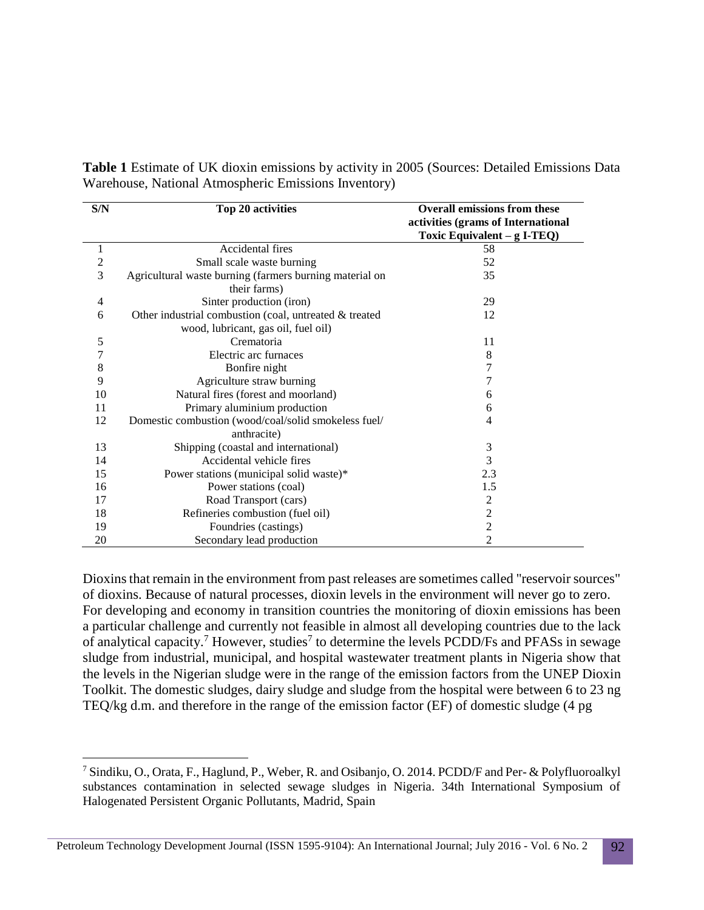**Table 1** Estimate of UK dioxin emissions by activity in 2005 (Sources: Detailed Emissions Data Warehouse, National Atmospheric Emissions Inventory)

| S/N | Top 20 activities | Overall emissions from these activities (grams of International Toxic Equivalent – g I-TEQ) |
|---|---|---|
| 1 | Accidental fires | 58 |
| 2 | Small scale waste burning | 52 |
| 3 | Agricultural waste burning (farmers burning material on their farms) | 35 |
| 4 | Sinter production (iron) | 29 |
| 6 | Other industrial combustion (coal, untreated & treated wood, lubricant, gas oil, fuel oil) | 12 |
| 5 | Crematoria | 11 |
| 7 | Electric arc furnaces | 8 |
| 8 | Bonfire night | 7 |
| 9 | Agriculture straw burning | 7 |
| 10 | Natural fires (forest and moorland) | 6 |
| 11 | Primary aluminium production | 6 |
| 12 | Domestic combustion (wood/coal/solid smokeless fuel/ anthracite) | 4 |
| 13 | Shipping (coastal and international) | 3 |
| 14 | Accidental vehicle fires | 3 |
| 15 | Power stations (municipal solid waste)* | 2.3 |
| 16 | Power stations (coal) | 1.5 |
| 17 | Road Transport (cars) | 2 |
| 18 | Refineries combustion (fuel oil) | 2 |
| 19 | Foundries (castings) | 2 |
| 20 | Secondary lead production | 2 |

Dioxins that remain in the environment from past releases are sometimes called "reservoir sources" of dioxins. Because of natural processes, dioxin levels in the environment will never go to zero. For developing and economy in transition countries the monitoring of dioxin emissions has been a particular challenge and currently not feasible in almost all developing countries due to the lack of analytical capacity.[7] However, studies[7] to determine the levels PCDD/Fs and PFASs in sewage sludge from industrial, municipal, and hospital wastewater treatment plants in Nigeria show that the levels in the Nigerian sludge were in the range of the emission factors from the UNEP Dioxin Toolkit. The domestic sludges, dairy sludge and sludge from the hospital were between 6 to 23 ng TEQ/kg d.m. and therefore in the range of the emission factor (EF) of domestic sludge (4 pg

[7] Sindiku, O., Orata, F., Haglund, P., Weber, R. and Osibanjo, O. 2014. PCDD/F and Per- & Polyfluoroalkyl substances contamination in selected sewage sludges in Nigeria. 34th International Symposium of Halogenated Persistent Organic Pollutants, Madrid, Spain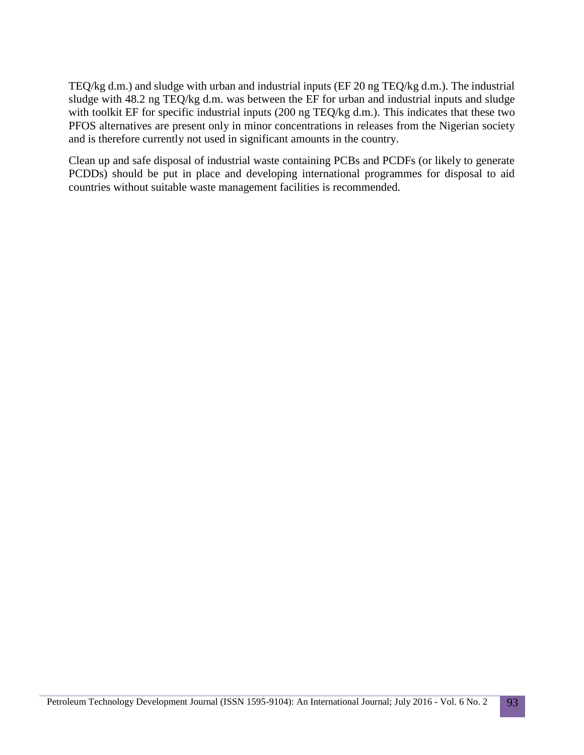TEQ/kg d.m.) and sludge with urban and industrial inputs (EF 20 ng TEQ/kg d.m.). The industrial sludge with 48.2 ng TEQ/kg d.m. was between the EF for urban and industrial inputs and sludge with toolkit EF for specific industrial inputs (200 ng TEQ/kg d.m.). This indicates that these two PFOS alternatives are present only in minor concentrations in releases from the Nigerian society and is therefore currently not used in significant amounts in the country.

Clean up and safe disposal of industrial waste containing PCBs and PCDFs (or likely to generate PCDDs) should be put in place and developing international programmes for disposal to aid countries without suitable waste management facilities is recommended.